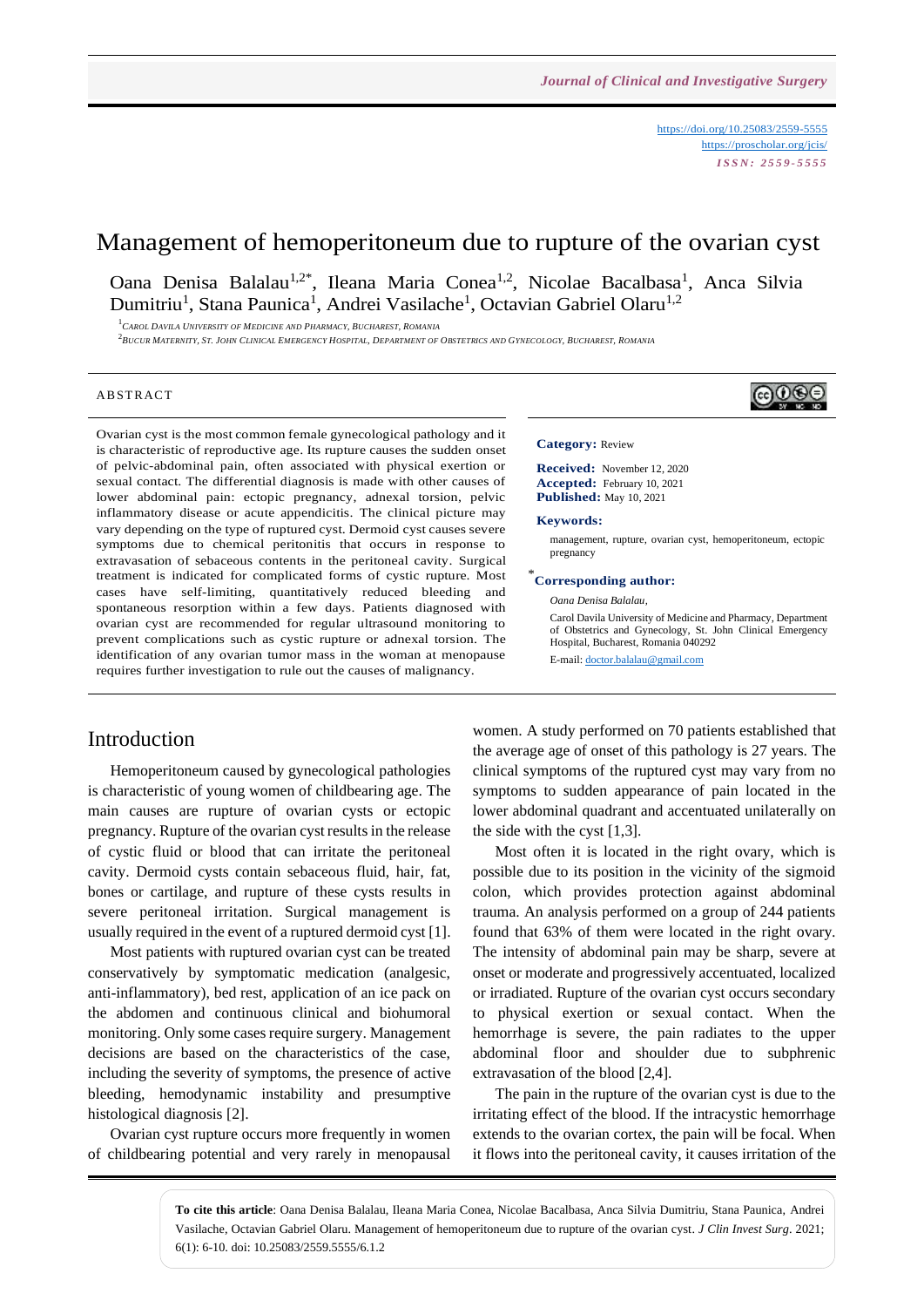https://doi.org/10.25083/2559-5555
https://proscholar.org/jcis/
*ISSN: 2559-5555*

# Management of hemoperitoneum due to rupture of the ovarian cyst

Oana Denisa Balalau[1,2*], Ileana Maria Conea[1,2], Nicolae Bacalbasa[1], Anca Silvia Dumitriu[1], Stana Paunica[1], Andrei Vasilache[1], Octavian Gabriel Olaru[1,2]

[1] Carol Davila University of Medicine and Pharmacy, Bucharest, Romania
[2] Bucur Maternity, St. John Clinical Emergency Hospital, Department of Obstetrics and Gynecology, Bucharest, Romania

## ABSTRACT

Ovarian cyst is the most common female gynecological pathology and it is characteristic of reproductive age. Its rupture causes the sudden onset of pelvic-abdominal pain, often associated with physical exertion or sexual contact. The differential diagnosis is made with other causes of lower abdominal pain: ectopic pregnancy, adnexal torsion, pelvic inflammatory disease or acute appendicitis. The clinical picture may vary depending on the type of ruptured cyst. Dermoid cyst causes severe symptoms due to chemical peritonitis that occurs in response to extravasation of sebaceous contents in the peritoneal cavity. Surgical treatment is indicated for complicated forms of cystic rupture. Most cases have self-limiting, quantitatively reduced bleeding and spontaneous resorption within a few days. Patients diagnosed with ovarian cyst are recommended for regular ultrasound monitoring to prevent complications such as cystic rupture or adnexal torsion. The identification of any ovarian tumor mass in the woman at menopause requires further investigation to rule out the causes of malignancy.

**Category:** Review

**Received:** November 12, 2020
**Accepted:** February 10, 2021
**Published:** May 10, 2021

**Keywords:**
management, rupture, ovarian cyst, hemoperitoneum, ectopic pregnancy

**\*Corresponding author:**
*Oana Denisa Balalau,*
Carol Davila University of Medicine and Pharmacy, Department of Obstetrics and Gynecology, St. John Clinical Emergency Hospital, Bucharest, Romania 040292
E-mail: doctor.balalau@gmail.com

## Introduction

Hemoperitoneum caused by gynecological pathologies is characteristic of young women of childbearing age. The main causes are rupture of ovarian cysts or ectopic pregnancy. Rupture of the ovarian cyst results in the release of cystic fluid or blood that can irritate the peritoneal cavity. Dermoid cysts contain sebaceous fluid, hair, fat, bones or cartilage, and rupture of these cysts results in severe peritoneal irritation. Surgical management is usually required in the event of a ruptured dermoid cyst [1].

Most patients with ruptured ovarian cyst can be treated conservatively by symptomatic medication (analgesic, anti-inflammatory), bed rest, application of an ice pack on the abdomen and continuous clinical and biohumoral monitoring. Only some cases require surgery. Management decisions are based on the characteristics of the case, including the severity of symptoms, the presence of active bleeding, hemodynamic instability and presumptive histological diagnosis [2].

Ovarian cyst rupture occurs more frequently in women of childbearing potential and very rarely in menopausal women. A study performed on 70 patients established that the average age of onset of this pathology is 27 years. The clinical symptoms of the ruptured cyst may vary from no symptoms to sudden appearance of pain located in the lower abdominal quadrant and accentuated unilaterally on the side with the cyst [1,3].

Most often it is located in the right ovary, which is possible due to its position in the vicinity of the sigmoid colon, which provides protection against abdominal trauma. An analysis performed on a group of 244 patients found that 63% of them were located in the right ovary. The intensity of abdominal pain may be sharp, severe at onset or moderate and progressively accentuated, localized or irradiated. Rupture of the ovarian cyst occurs secondary to physical exertion or sexual contact. When the hemorrhage is severe, the pain radiates to the upper abdominal floor and shoulder due to subphrenic extravasation of the blood [2,4].

The pain in the rupture of the ovarian cyst is due to the irritating effect of the blood. If the intracystic hemorrhage extends to the ovarian cortex, the pain will be focal. When it flows into the peritoneal cavity, it causes irritation of the

**To cite this article**: Oana Denisa Balalau, Ileana Maria Conea, Nicolae Bacalbasa, Anca Silvia Dumitriu, Stana Paunica, Andrei Vasilache, Octavian Gabriel Olaru. Management of hemoperitoneum due to rupture of the ovarian cyst. *J Clin Invest Surg*. 2021; 6(1): 6-10. doi: 10.25083/2559.5555/6.1.2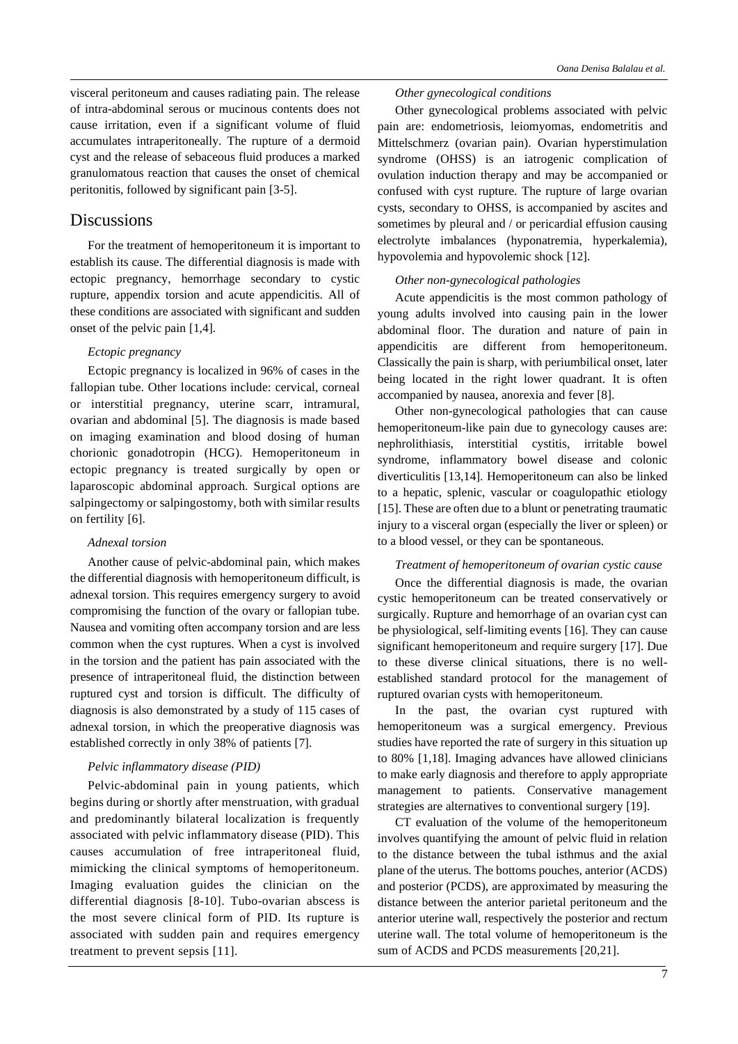visceral peritoneum and causes radiating pain. The release of intra-abdominal serous or mucinous contents does not cause irritation, even if a significant volume of fluid accumulates intraperitoneally. The rupture of a dermoid cyst and the release of sebaceous fluid produces a marked granulomatous reaction that causes the onset of chemical peritonitis, followed by significant pain [3-5].

## Discussions

For the treatment of hemoperitoneum it is important to establish its cause. The differential diagnosis is made with ectopic pregnancy, hemorrhage secondary to cystic rupture, appendix torsion and acute appendicitis. All of these conditions are associated with significant and sudden onset of the pelvic pain [1,4].

*Ectopic pregnancy*

Ectopic pregnancy is localized in 96% of cases in the fallopian tube. Other locations include: cervical, corneal or interstitial pregnancy, uterine scarr, intramural, ovarian and abdominal [5]. The diagnosis is made based on imaging examination and blood dosing of human chorionic gonadotropin (HCG). Hemoperitoneum in ectopic pregnancy is treated surgically by open or laparoscopic abdominal approach. Surgical options are salpingectomy or salpingostomy, both with similar results on fertility [6].

*Adnexal torsion*

Another cause of pelvic-abdominal pain, which makes the differential diagnosis with hemoperitoneum difficult, is adnexal torsion. This requires emergency surgery to avoid compromising the function of the ovary or fallopian tube. Nausea and vomiting often accompany torsion and are less common when the cyst ruptures. When a cyst is involved in the torsion and the patient has pain associated with the presence of intraperitoneal fluid, the distinction between ruptured cyst and torsion is difficult. The difficulty of diagnosis is also demonstrated by a study of 115 cases of adnexal torsion, in which the preoperative diagnosis was established correctly in only 38% of patients [7].

*Pelvic inflammatory disease (PID)*

Pelvic-abdominal pain in young patients, which begins during or shortly after menstruation, with gradual and predominantly bilateral localization is frequently associated with pelvic inflammatory disease (PID). This causes accumulation of free intraperitoneal fluid, mimicking the clinical symptoms of hemoperitoneum. Imaging evaluation guides the clinician on the differential diagnosis [8-10]. Tubo-ovarian abscess is the most severe clinical form of PID. Its rupture is associated with sudden pain and requires emergency treatment to prevent sepsis [11].

*Other gynecological conditions*

Other gynecological problems associated with pelvic pain are: endometriosis, leiomyomas, endometritis and Mittelschmerz (ovarian pain). Ovarian hyperstimulation syndrome (OHSS) is an iatrogenic complication of ovulation induction therapy and may be accompanied or confused with cyst rupture. The rupture of large ovarian cysts, secondary to OHSS, is accompanied by ascites and sometimes by pleural and / or pericardial effusion causing electrolyte imbalances (hyponatremia, hyperkalemia), hypovolemia and hypovolemic shock [12].

*Other non-gynecological pathologies*

Acute appendicitis is the most common pathology of young adults involved into causing pain in the lower abdominal floor. The duration and nature of pain in appendicitis are different from hemoperitoneum. Classically the pain is sharp, with periumbilical onset, later being located in the right lower quadrant. It is often accompanied by nausea, anorexia and fever [8].

Other non-gynecological pathologies that can cause hemoperitoneum-like pain due to gynecology causes are: nephrolithiasis, interstitial cystitis, irritable bowel syndrome, inflammatory bowel disease and colonic diverticulitis [13,14]. Hemoperitoneum can also be linked to a hepatic, splenic, vascular or coagulopathic etiology [15]. These are often due to a blunt or penetrating traumatic injury to a visceral organ (especially the liver or spleen) or to a blood vessel, or they can be spontaneous.

*Treatment of hemoperitoneum of ovarian cystic cause*

Once the differential diagnosis is made, the ovarian cystic hemoperitoneum can be treated conservatively or surgically. Rupture and hemorrhage of an ovarian cyst can be physiological, self-limiting events [16]. They can cause significant hemoperitoneum and require surgery [17]. Due to these diverse clinical situations, there is no well-established standard protocol for the management of ruptured ovarian cysts with hemoperitoneum.

In the past, the ovarian cyst ruptured with hemoperitoneum was a surgical emergency. Previous studies have reported the rate of surgery in this situation up to 80% [1,18]. Imaging advances have allowed clinicians to make early diagnosis and therefore to apply appropriate management to patients. Conservative management strategies are alternatives to conventional surgery [19].

CT evaluation of the volume of the hemoperitoneum involves quantifying the amount of pelvic fluid in relation to the distance between the tubal isthmus and the axial plane of the uterus. The bottoms pouches, anterior (ACDS) and posterior (PCDS), are approximated by measuring the distance between the anterior parietal peritoneum and the anterior uterine wall, respectively the posterior and rectum uterine wall. The total volume of hemoperitoneum is the sum of ACDS and PCDS measurements [20,21].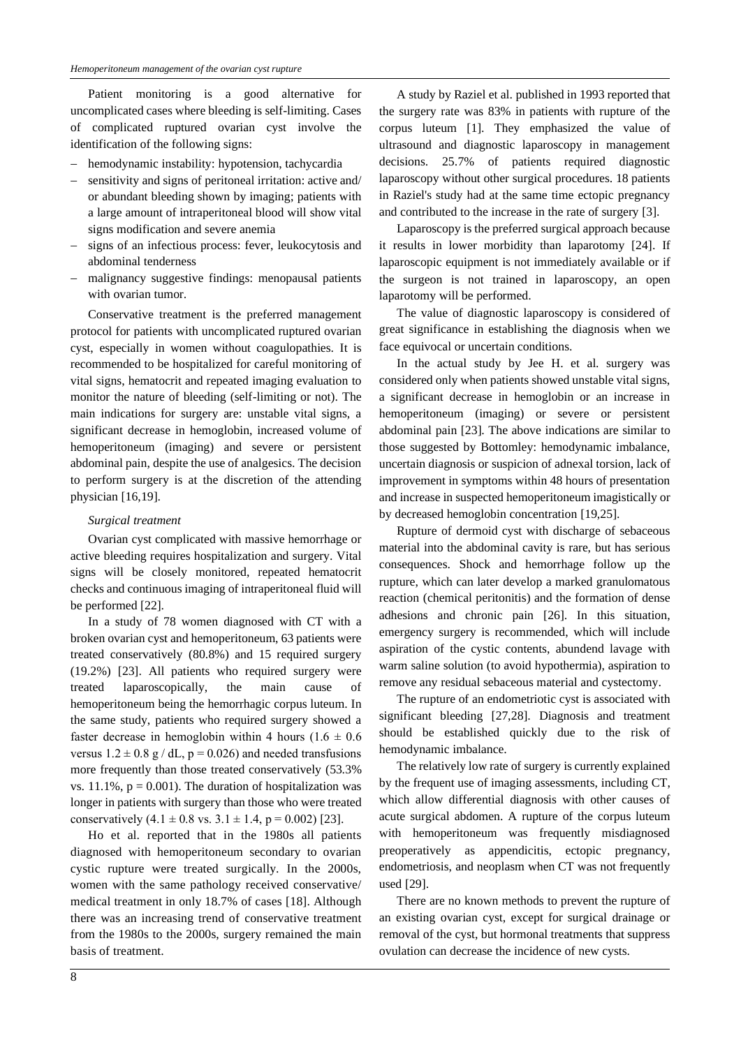Patient monitoring is a good alternative for uncomplicated cases where bleeding is self-limiting. Cases of complicated ruptured ovarian cyst involve the identification of the following signs:

- hemodynamic instability: hypotension, tachycardia
- sensitivity and signs of peritoneal irritation: active and/ or abundant bleeding shown by imaging; patients with a large amount of intraperitoneal blood will show vital signs modification and severe anemia
- signs of an infectious process: fever, leukocytosis and abdominal tenderness
- malignancy suggestive findings: menopausal patients with ovarian tumor.

Conservative treatment is the preferred management protocol for patients with uncomplicated ruptured ovarian cyst, especially in women without coagulopathies. It is recommended to be hospitalized for careful monitoring of vital signs, hematocrit and repeated imaging evaluation to monitor the nature of bleeding (self-limiting or not). The main indications for surgery are: unstable vital signs, a significant decrease in hemoglobin, increased volume of hemoperitoneum (imaging) and severe or persistent abdominal pain, despite the use of analgesics. The decision to perform surgery is at the discretion of the attending physician [16,19].

*Surgical treatment*

Ovarian cyst complicated with massive hemorrhage or active bleeding requires hospitalization and surgery. Vital signs will be closely monitored, repeated hematocrit checks and continuous imaging of intraperitoneal fluid will be performed [22].

In a study of 78 women diagnosed with CT with a broken ovarian cyst and hemoperitoneum, 63 patients were treated conservatively (80.8%) and 15 required surgery (19.2%) [23]. All patients who required surgery were treated laparoscopically, the main cause of hemoperitoneum being the hemorrhagic corpus luteum. In the same study, patients who required surgery showed a faster decrease in hemoglobin within 4 hours ($1.6 \pm 0.6$ versus $1.2 \pm 0.8$ g / dL, $p = 0.026$) and needed transfusions more frequently than those treated conservatively (53.3% vs. 11.1%, $p = 0.001$). The duration of hospitalization was longer in patients with surgery than those who were treated conservatively ($4.1 \pm 0.8$ vs. $3.1 \pm 1.4$, $p = 0.002$) [23].

Ho et al. reported that in the 1980s all patients diagnosed with hemoperitoneum secondary to ovarian cystic rupture were treated surgically. In the 2000s, women with the same pathology received conservative/ medical treatment in only 18.7% of cases [18]. Although there was an increasing trend of conservative treatment from the 1980s to the 2000s, surgery remained the main basis of treatment.

A study by Raziel et al. published in 1993 reported that the surgery rate was 83% in patients with rupture of the corpus luteum [1]. They emphasized the value of ultrasound and diagnostic laparoscopy in management decisions. 25.7% of patients required diagnostic laparoscopy without other surgical procedures. 18 patients in Raziel's study had at the same time ectopic pregnancy and contributed to the increase in the rate of surgery [3].

Laparoscopy is the preferred surgical approach because it results in lower morbidity than laparotomy [24]. If laparoscopic equipment is not immediately available or if the surgeon is not trained in laparoscopy, an open laparotomy will be performed.

The value of diagnostic laparoscopy is considered of great significance in establishing the diagnosis when we face equivocal or uncertain conditions.

In the actual study by Jee H. et al. surgery was considered only when patients showed unstable vital signs, a significant decrease in hemoglobin or an increase in hemoperitoneum (imaging) or severe or persistent abdominal pain [23]. The above indications are similar to those suggested by Bottomley: hemodynamic imbalance, uncertain diagnosis or suspicion of adnexal torsion, lack of improvement in symptoms within 48 hours of presentation and increase in suspected hemoperitoneum imagistically or by decreased hemoglobin concentration [19,25].

Rupture of dermoid cyst with discharge of sebaceous material into the abdominal cavity is rare, but has serious consequences. Shock and hemorrhage follow up the rupture, which can later develop a marked granulomatous reaction (chemical peritonitis) and the formation of dense adhesions and chronic pain [26]. In this situation, emergency surgery is recommended, which will include aspiration of the cystic contents, abundend lavage with warm saline solution (to avoid hypothermia), aspiration to remove any residual sebaceous material and cystectomy.

The rupture of an endometriotic cyst is associated with significant bleeding [27,28]. Diagnosis and treatment should be established quickly due to the risk of hemodynamic imbalance.

The relatively low rate of surgery is currently explained by the frequent use of imaging assessments, including CT, which allow differential diagnosis with other causes of acute surgical abdomen. A rupture of the corpus luteum with hemoperitoneum was frequently misdiagnosed preoperatively as appendicitis, ectopic pregnancy, endometriosis, and neoplasm when CT was not frequently used [29].

There are no known methods to prevent the rupture of an existing ovarian cyst, except for surgical drainage or removal of the cyst, but hormonal treatments that suppress ovulation can decrease the incidence of new cysts.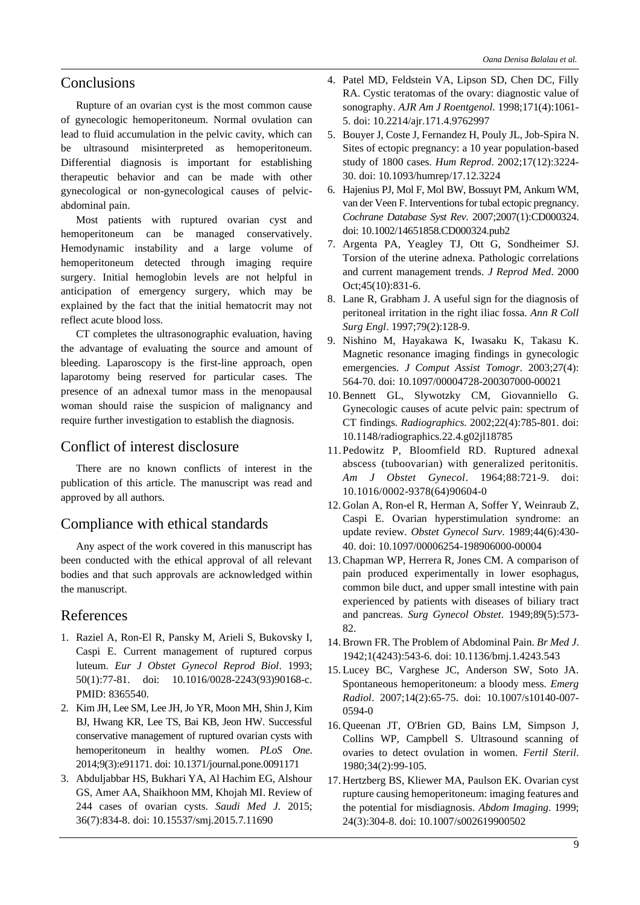## Conclusions

Rupture of an ovarian cyst is the most common cause of gynecologic hemoperitoneum. Normal ovulation can lead to fluid accumulation in the pelvic cavity, which can be ultrasound misinterpreted as hemoperitoneum. Differential diagnosis is important for establishing therapeutic behavior and can be made with other gynecological or non-gynecological causes of pelvic-abdominal pain.

Most patients with ruptured ovarian cyst and hemoperitoneum can be managed conservatively. Hemodynamic instability and a large volume of hemoperitoneum detected through imaging require surgery. Initial hemoglobin levels are not helpful in anticipation of emergency surgery, which may be explained by the fact that the initial hematocrit may not reflect acute blood loss.

CT completes the ultrasonographic evaluation, having the advantage of evaluating the source and amount of bleeding. Laparoscopy is the first-line approach, open laparotomy being reserved for particular cases. The presence of an adnexal tumor mass in the menopausal woman should raise the suspicion of malignancy and require further investigation to establish the diagnosis.

## Conflict of interest disclosure

There are no known conflicts of interest in the publication of this article. The manuscript was read and approved by all authors.

## Compliance with ethical standards

Any aspect of the work covered in this manuscript has been conducted with the ethical approval of all relevant bodies and that such approvals are acknowledged within the manuscript.

## References

1. Raziel A, Ron-El R, Pansky M, Arieli S, Bukovsky I, Caspi E. Current management of ruptured corpus luteum. *Eur J Obstet Gynecol Reprod Biol*. 1993; 50(1):77-81. doi: 10.1016/0028-2243(93)90168-c. PMID: 8365540.
2. Kim JH, Lee SM, Lee JH, Jo YR, Moon MH, Shin J, Kim BJ, Hwang KR, Lee TS, Bai KB, Jeon HW. Successful conservative management of ruptured ovarian cysts with hemoperitoneum in healthy women. *PLoS One*. 2014;9(3):e91171. doi: 10.1371/journal.pone.0091171
3. Abduljabbar HS, Bukhari YA, Al Hachim EG, Alshour GS, Amer AA, Shaikhoon MM, Khojah MI. Review of 244 cases of ovarian cysts. *Saudi Med J*. 2015; 36(7):834-8. doi: 10.15537/smj.2015.7.11690
4. Patel MD, Feldstein VA, Lipson SD, Chen DC, Filly RA. Cystic teratomas of the ovary: diagnostic value of sonography. *AJR Am J Roentgenol*. 1998;171(4):1061-5. doi: 10.2214/ajr.171.4.9762997
5. Bouyer J, Coste J, Fernandez H, Pouly JL, Job-Spira N. Sites of ectopic pregnancy: a 10 year population-based study of 1800 cases. *Hum Reprod*. 2002;17(12):3224-30. doi: 10.1093/humrep/17.12.3224
6. Hajenius PJ, Mol F, Mol BW, Bossuyt PM, Ankum WM, van der Veen F. Interventions for tubal ectopic pregnancy. *Cochrane Database Syst Rev*. 2007;2007(1):CD000324. doi: 10.1002/14651858.CD000324.pub2
7. Argenta PA, Yeagley TJ, Ott G, Sondheimer SJ. Torsion of the uterine adnexa. Pathologic correlations and current management trends. *J Reprod Med*. 2000 Oct;45(10):831-6.
8. Lane R, Grabham J. A useful sign for the diagnosis of peritoneal irritation in the right iliac fossa. *Ann R Coll Surg Engl*. 1997;79(2):128-9.
9. Nishino M, Hayakawa K, Iwasaku K, Takasu K. Magnetic resonance imaging findings in gynecologic emergencies. *J Comput Assist Tomogr*. 2003;27(4): 564-70. doi: 10.1097/00004728-200307000-00021
10. Bennett GL, Slywotzky CM, Giovanniello G. Gynecologic causes of acute pelvic pain: spectrum of CT findings. *Radiographics*. 2002;22(4):785-801. doi: 10.1148/radiographics.22.4.g02jl18785
11. Pedowitz P, Bloomfield RD. Ruptured adnexal abscess (tuboovarian) with generalized peritonitis. *Am J Obstet Gynecol*. 1964;88:721-9. doi: 10.1016/0002-9378(64)90604-0
12. Golan A, Ron-el R, Herman A, Soffer Y, Weinraub Z, Caspi E. Ovarian hyperstimulation syndrome: an update review. *Obstet Gynecol Surv*. 1989;44(6):430-40. doi: 10.1097/00006254-198906000-00004
13. Chapman WP, Herrera R, Jones CM. A comparison of pain produced experimentally in lower esophagus, common bile duct, and upper small intestine with pain experienced by patients with diseases of biliary tract and pancreas. *Surg Gynecol Obstet*. 1949;89(5):573-82.
14. Brown FR. The Problem of Abdominal Pain. *Br Med J*. 1942;1(4243):543-6. doi: 10.1136/bmj.1.4243.543
15. Lucey BC, Varghese JC, Anderson SW, Soto JA. Spontaneous hemoperitoneum: a bloody mess. *Emerg Radiol*. 2007;14(2):65-75. doi: 10.1007/s10140-007-0594-0
16. Queenan JT, O'Brien GD, Bains LM, Simpson J, Collins WP, Campbell S. Ultrasound scanning of ovaries to detect ovulation in women. *Fertil Steril*. 1980;34(2):99-105.
17. Hertzberg BS, Kliewer MA, Paulson EK. Ovarian cyst rupture causing hemoperitoneum: imaging features and the potential for misdiagnosis. *Abdom Imaging*. 1999; 24(3):304-8. doi: 10.1007/s002619900502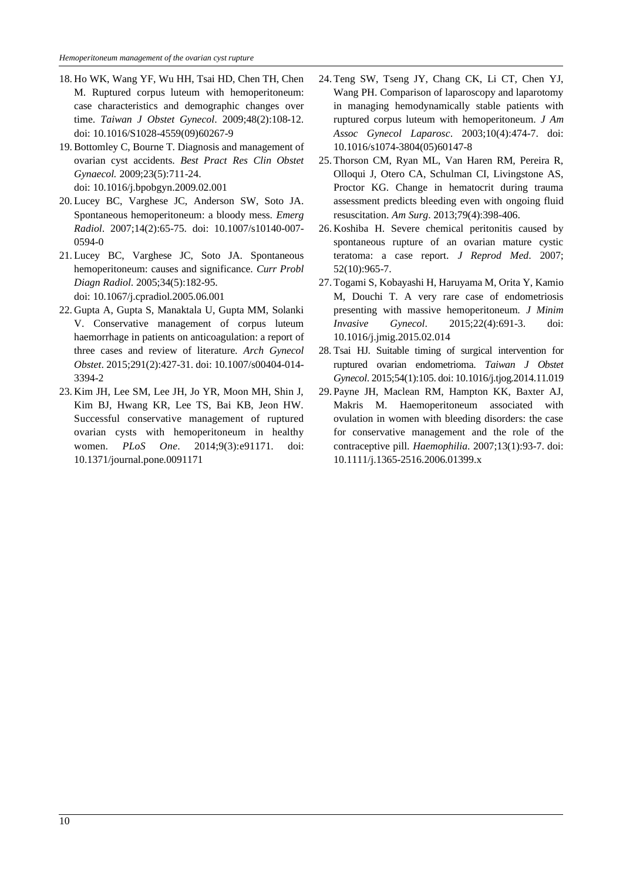18. Ho WK, Wang YF, Wu HH, Tsai HD, Chen TH, Chen M. Ruptured corpus luteum with hemoperitoneum: case characteristics and demographic changes over time. *Taiwan J Obstet Gynecol*. 2009;48(2):108-12. doi: 10.1016/S1028-4559(09)60267-9
19. Bottomley C, Bourne T. Diagnosis and management of ovarian cyst accidents. *Best Pract Res Clin Obstet Gynaecol.* 2009;23(5):711-24. doi: 10.1016/j.bpobgyn.2009.02.001
20. Lucey BC, Varghese JC, Anderson SW, Soto JA. Spontaneous hemoperitoneum: a bloody mess. *Emerg Radiol*. 2007;14(2):65-75. doi: 10.1007/s10140-007-0594-0
21. Lucey BC, Varghese JC, Soto JA. Spontaneous hemoperitoneum: causes and significance. *Curr Probl Diagn Radiol.* 2005;34(5):182-95. doi: 10.1067/j.cpradiol.2005.06.001
22. Gupta A, Gupta S, Manaktala U, Gupta MM, Solanki V. Conservative management of corpus luteum haemorrhage in patients on anticoagulation: a report of three cases and review of literature. *Arch Gynecol Obstet*. 2015;291(2):427-31. doi: 10.1007/s00404-014-3394-2
23. Kim JH, Lee SM, Lee JH, Jo YR, Moon MH, Shin J, Kim BJ, Hwang KR, Lee TS, Bai KB, Jeon HW. Successful conservative management of ruptured ovarian cysts with hemoperitoneum in healthy women. *PLoS One*. 2014;9(3):e91171. doi: 10.1371/journal.pone.0091171
24. Teng SW, Tseng JY, Chang CK, Li CT, Chen YJ, Wang PH. Comparison of laparoscopy and laparotomy in managing hemodynamically stable patients with ruptured corpus luteum with hemoperitoneum. *J Am Assoc Gynecol Laparosc*. 2003;10(4):474-7. doi: 10.1016/s1074-3804(05)60147-8
25. Thorson CM, Ryan ML, Van Haren RM, Pereira R, Olloqui J, Otero CA, Schulman CI, Livingstone AS, Proctor KG. Change in hematocrit during trauma assessment predicts bleeding even with ongoing fluid resuscitation. *Am Surg*. 2013;79(4):398-406.
26. Koshiba H. Severe chemical peritonitis caused by spontaneous rupture of an ovarian mature cystic teratoma: a case report. *J Reprod Med*. 2007; 52(10):965-7.
27. Togami S, Kobayashi H, Haruyama M, Orita Y, Kamio M, Douchi T. A very rare case of endometriosis presenting with massive hemoperitoneum. *J Minim Invasive Gynecol*. 2015;22(4):691-3. doi: 10.1016/j.jmig.2015.02.014
28. Tsai HJ. Suitable timing of surgical intervention for ruptured ovarian endometrioma. *Taiwan J Obstet Gynecol.* 2015;54(1):105. doi: 10.1016/j.tjog.2014.11.019
29. Payne JH, Maclean RM, Hampton KK, Baxter AJ, Makris M. Haemoperitoneum associated with ovulation in women with bleeding disorders: the case for conservative management and the role of the contraceptive pill. *Haemophilia.* 2007;13(1):93-7. doi: 10.1111/j.1365-2516.2006.01399.x